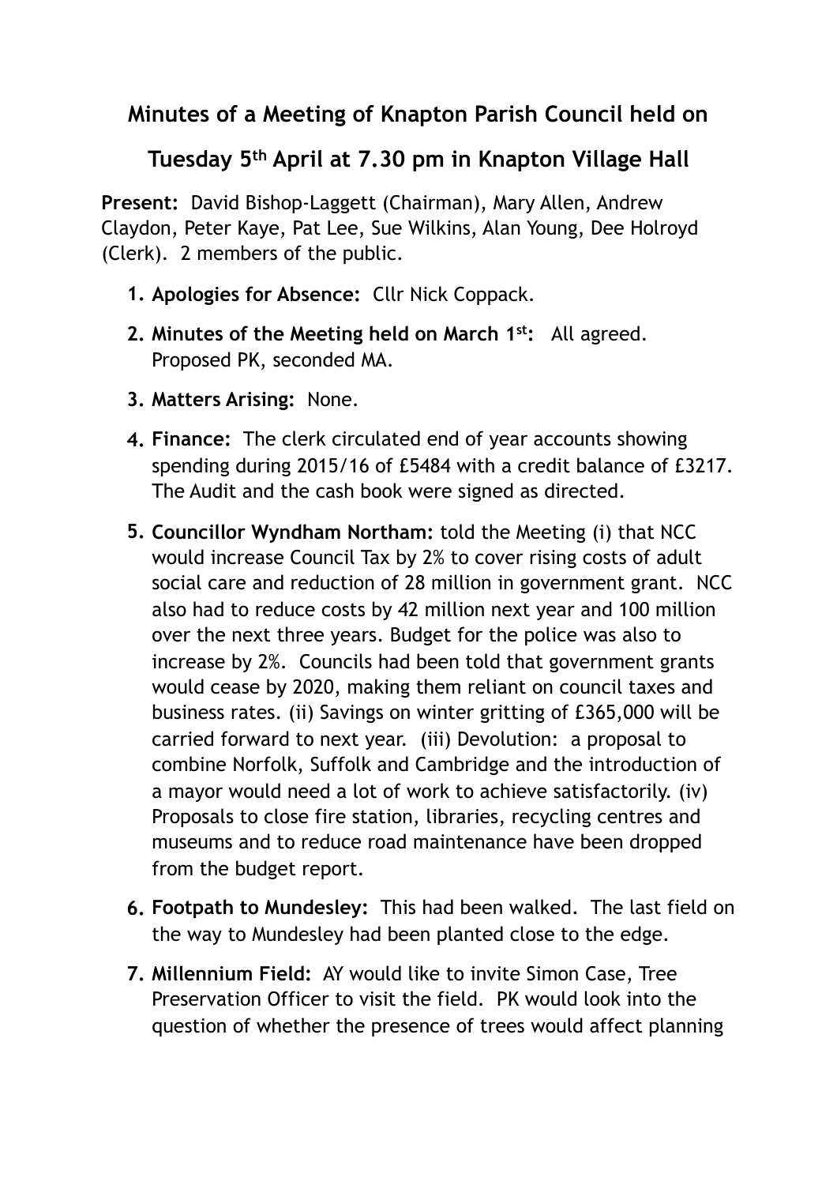# Minutes of a Meeting of Knapton Parish Council held on

# Tuesday 5th April at 7.30 pm in Knapton Village Hall

**Present:** David Bishop-Laggett (Chairman), Mary Allen, Andrew Claydon, Peter Kaye, Pat Lee, Sue Wilkins, Alan Young, Dee Holroyd (Clerk). 2 members of the public.

1. **Apologies for Absence:** Cllr Nick Coppack.
2. **Minutes of the Meeting held on March 1st:** All agreed. Proposed PK, seconded MA.
3. **Matters Arising:** None.
4. **Finance:** The clerk circulated end of year accounts showing spending during 2015/16 of £5484 with a credit balance of £3217. The Audit and the cash book were signed as directed.
5. **Councillor Wyndham Northam:** told the Meeting (i) that NCC would increase Council Tax by 2% to cover rising costs of adult social care and reduction of 28 million in government grant. NCC also had to reduce costs by 42 million next year and 100 million over the next three years. Budget for the police was also to increase by 2%. Councils had been told that government grants would cease by 2020, making them reliant on council taxes and business rates. (ii) Savings on winter gritting of £365,000 will be carried forward to next year. (iii) Devolution: a proposal to combine Norfolk, Suffolk and Cambridge and the introduction of a mayor would need a lot of work to achieve satisfactorily. (iv) Proposals to close fire station, libraries, recycling centres and museums and to reduce road maintenance have been dropped from the budget report.
6. **Footpath to Mundesley:** This had been walked. The last field on the way to Mundesley had been planted close to the edge.
7. **Millennium Field:** AY would like to invite Simon Case, Tree Preservation Officer to visit the field. PK would look into the question of whether the presence of trees would affect planning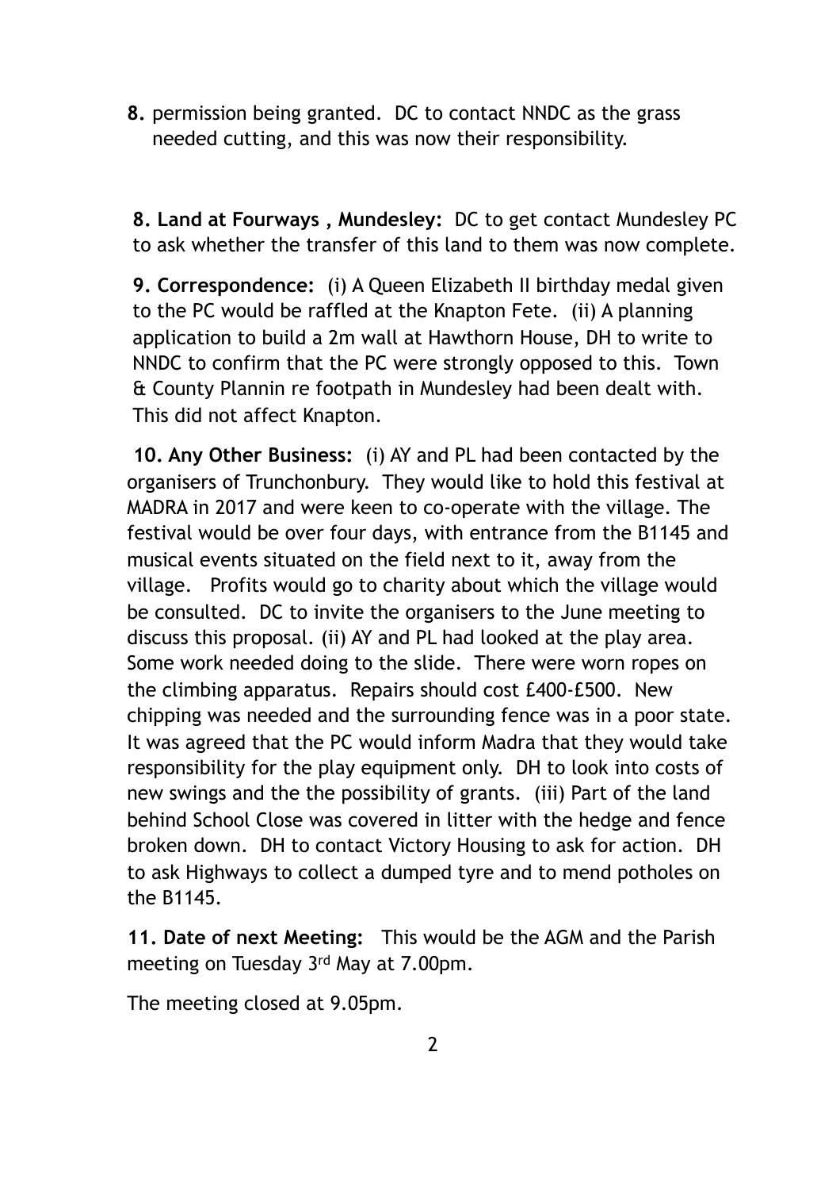**8.** permission being granted. DC to contact NNDC as the grass needed cutting, and this was now their responsibility.

**8. Land at Fourways , Mundesley:** DC to get contact Mundesley PC to ask whether the transfer of this land to them was now complete.

**9. Correspondence:** (i) A Queen Elizabeth II birthday medal given to the PC would be raffled at the Knapton Fete. (ii) A planning application to build a 2m wall at Hawthorn House, DH to write to NNDC to confirm that the PC were strongly opposed to this. Town & County Plannin re footpath in Mundesley had been dealt with. This did not affect Knapton.

**10. Any Other Business:** (i) AY and PL had been contacted by the organisers of Trunchonbury. They would like to hold this festival at MADRA in 2017 and were keen to co-operate with the village. The festival would be over four days, with entrance from the B1145 and musical events situated on the field next to it, away from the village. Profits would go to charity about which the village would be consulted. DC to invite the organisers to the June meeting to discuss this proposal. (ii) AY and PL had looked at the play area. Some work needed doing to the slide. There were worn ropes on the climbing apparatus. Repairs should cost £400-£500. New chipping was needed and the surrounding fence was in a poor state. It was agreed that the PC would inform Madra that they would take responsibility for the play equipment only. DH to look into costs of new swings and the the possibility of grants. (iii) Part of the land behind School Close was covered in litter with the hedge and fence broken down. DH to contact Victory Housing to ask for action. DH to ask Highways to collect a dumped tyre and to mend potholes on the B1145.

**11. Date of next Meeting:** This would be the AGM and the Parish meeting on Tuesday 3rd May at 7.00pm.

The meeting closed at 9.05pm.